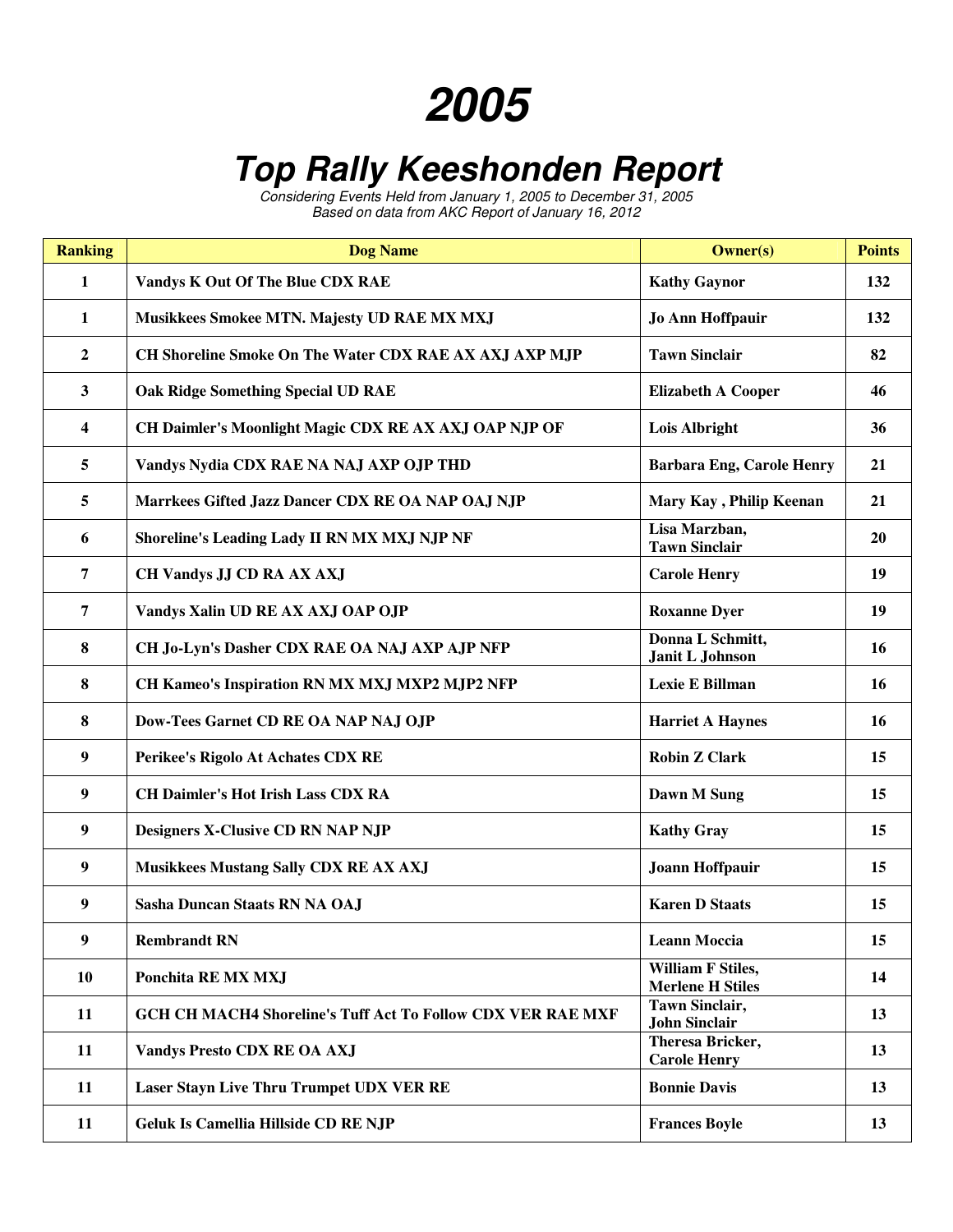# 2005

## Top Rally Keeshonden Report

*Considering Events Held from January 1, 2005 to December 31, 2005*
*Based on data from AKC Report of January 16, 2012*

| Ranking | Dog Name | Owner(s) | Points |
|---|---|---|---|
| 1 | Vandys K Out Of The Blue CDX RAE | Kathy Gaynor | 132 |
| 1 | Musikkees Smokee MTN. Majesty UD RAE MX MXJ | Jo Ann Hoffpauir | 132 |
| 2 | CH Shoreline Smoke On The Water CDX RAE AX AXJ AXP MJP | Tawn Sinclair | 82 |
| 3 | Oak Ridge Something Special UD RAE | Elizabeth A Cooper | 46 |
| 4 | CH Daimler's Moonlight Magic CDX RE AX AXJ OAP NJP OF | Lois Albright | 36 |
| 5 | Vandys Nydia CDX RAE NA NAJ AXP OJP THD | Barbara Eng, Carole Henry | 21 |
| 5 | Marrkees Gifted Jazz Dancer CDX RE OA NAP OAJ NJP | Mary Kay , Philip Keenan | 21 |
| 6 | Shoreline's Leading Lady II RN MX MXJ NJP NF | Lisa Marzban, Tawn Sinclair | 20 |
| 7 | CH Vandys JJ CD RA AX AXJ | Carole Henry | 19 |
| 7 | Vandys Xalin UD RE AX AXJ OAP OJP | Roxanne Dyer | 19 |
| 8 | CH Jo-Lyn's Dasher CDX RAE OA NAJ AXP AJP NFP | Donna L Schmitt, Janit L Johnson | 16 |
| 8 | CH Kameo's Inspiration RN MX MXJ MXP2 MJP2 NFP | Lexie E Billman | 16 |
| 8 | Dow-Tees Garnet CD RE OA NAP NAJ OJP | Harriet A Haynes | 16 |
| 9 | Perikee's Rigolo At Achates CDX RE | Robin Z Clark | 15 |
| 9 | CH Daimler's Hot Irish Lass CDX RA | Dawn M Sung | 15 |
| 9 | Designers X-Clusive CD RN NAP NJP | Kathy Gray | 15 |
| 9 | Musikkees Mustang Sally CDX RE AX AXJ | Joann Hoffpauir | 15 |
| 9 | Sasha Duncan Staats RN NA OAJ | Karen D Staats | 15 |
| 9 | Rembrandt RN | Leann Moccia | 15 |
| 10 | Ponchita RE MX MXJ | William F Stiles, Merlene H Stiles | 14 |
| 11 | GCH CH MACH4 Shoreline's Tuff Act To Follow CDX VER RAE MXF | Tawn Sinclair, John Sinclair | 13 |
| 11 | Vandys Presto CDX RE OA AXJ | Theresa Bricker, Carole Henry | 13 |
| 11 | Laser Stayn Live Thru Trumpet UDX VER RE | Bonnie Davis | 13 |
| 11 | Geluk Is Camellia Hillside CD RE NJP | Frances Boyle | 13 |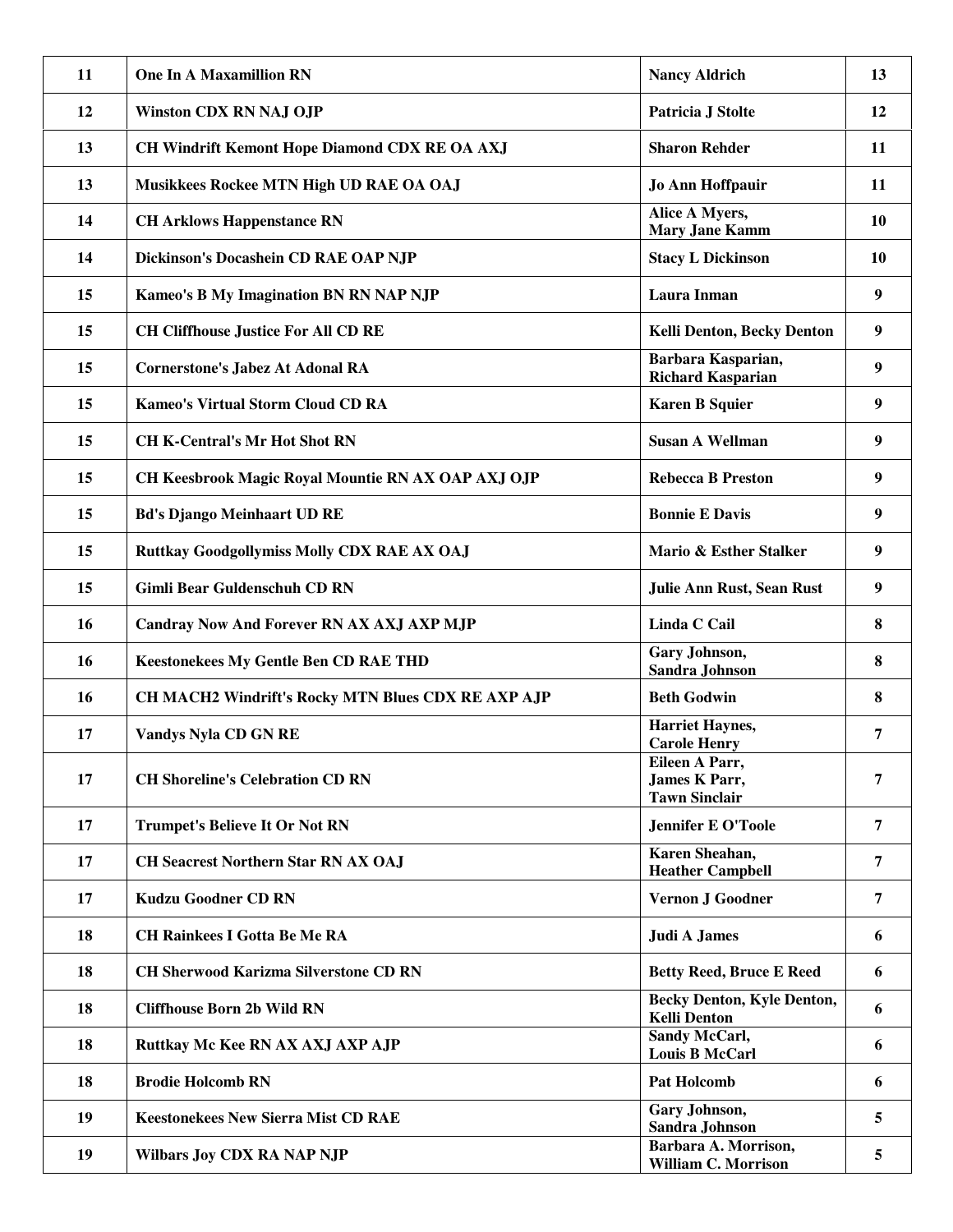| | | | |
|---|---|---|---|
| 11 | One In A Maxamillion RN | Nancy Aldrich | 13 |
| 12 | Winston CDX RN NAJ OJP | Patricia J Stolte | 12 |
| 13 | CH Windrift Kemont Hope Diamond CDX RE OA AXJ | Sharon Rehder | 11 |
| 13 | Musikkees Rockee MTN High UD RAE OA OAJ | Jo Ann Hoffpauir | 11 |
| 14 | CH Arklows Happenstance RN | Alice A Myers, Mary Jane Kamm | 10 |
| 14 | Dickinson's Docashein CD RAE OAP NJP | Stacy L Dickinson | 10 |
| 15 | Kameo's B My Imagination BN RN NAP NJP | Laura Inman | 9 |
| 15 | CH Cliffhouse Justice For All CD RE | Kelli Denton, Becky Denton | 9 |
| 15 | Cornerstone's Jabez At Adonal RA | Barbara Kasparian, Richard Kasparian | 9 |
| 15 | Kameo's Virtual Storm Cloud CD RA | Karen B Squier | 9 |
| 15 | CH K-Central's Mr Hot Shot RN | Susan A Wellman | 9 |
| 15 | CH Keesbrook Magic Royal Mountie RN AX OAP AXJ OJP | Rebecca B Preston | 9 |
| 15 | Bd's Django Meinhaart UD RE | Bonnie E Davis | 9 |
| 15 | Ruttkay Goodgollymiss Molly CDX RAE AX OAJ | Mario & Esther Stalker | 9 |
| 15 | Gimli Bear Guldenschuh CD RN | Julie Ann Rust, Sean Rust | 9 |
| 16 | Candray Now And Forever RN AX AXJ AXP MJP | Linda C Cail | 8 |
| 16 | Keestonekees My Gentle Ben CD RAE THD | Gary Johnson, Sandra Johnson | 8 |
| 16 | CH MACH2 Windrift's Rocky MTN Blues CDX RE AXP AJP | Beth Godwin | 8 |
| 17 | Vandys Nyla CD GN RE | Harriet Haynes, Carole Henry | 7 |
| 17 | CH Shoreline's Celebration CD RN | Eileen A Parr, James K Parr, Tawn Sinclair | 7 |
| 17 | Trumpet's Believe It Or Not RN | Jennifer E O'Toole | 7 |
| 17 | CH Seacrest Northern Star RN AX OAJ | Karen Sheahan, Heather Campbell | 7 |
| 17 | Kudzu Goodner CD RN | Vernon J Goodner | 7 |
| 18 | CH Rainkees I Gotta Be Me RA | Judi A James | 6 |
| 18 | CH Sherwood Karizma Silverstone CD RN | Betty Reed, Bruce E Reed | 6 |
| 18 | Cliffhouse Born 2b Wild RN | Becky Denton, Kyle Denton, Kelli Denton | 6 |
| 18 | Ruttkay Mc Kee RN AX AXJ AXP AJP | Sandy McCarl, Louis B McCarl | 6 |
| 18 | Brodie Holcomb RN | Pat Holcomb | 6 |
| 19 | Keestonekees New Sierra Mist CD RAE | Gary Johnson, Sandra Johnson | 5 |
| 19 | Wilbars Joy CDX RA NAP NJP | Barbara A. Morrison, William C. Morrison | 5 |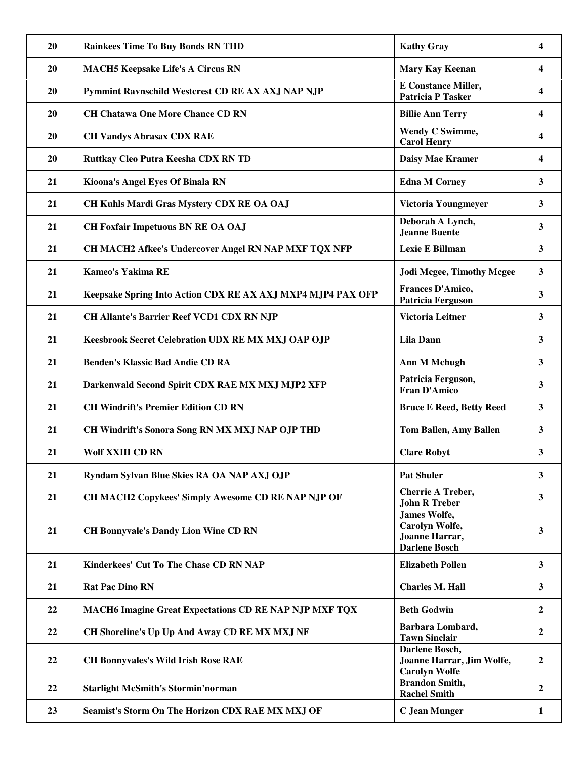| | | | |
|---|---|---|---|
| 20 | Rainkees Time To Buy Bonds RN THD | Kathy Gray | 4 |
| 20 | MACH5 Keepsake Life's A Circus RN | Mary Kay Keenan | 4 |
| 20 | Pymmint Ravnschild Westcrest CD RE AX AXJ NAP NJP | E Constance Miller, Patricia P Tasker | 4 |
| 20 | CH Chatawa One More Chance CD RN | Billie Ann Terry | 4 |
| 20 | CH Vandys Abrasax CDX RAE | Wendy C Swimme, Carol Henry | 4 |
| 20 | Ruttkay Cleo Putra Keesha CDX RN TD | Daisy Mae Kramer | 4 |
| 21 | Kioona's Angel Eyes Of Binala RN | Edna M Corney | 3 |
| 21 | CH Kuhls Mardi Gras Mystery CDX RE OA OAJ | Victoria Youngmeyer | 3 |
| 21 | CH Foxfair Impetuous BN RE OA OAJ | Deborah A Lynch, Jeanne Buente | 3 |
| 21 | CH MACH2 Afkee's Undercover Angel RN NAP MXF TQX NFP | Lexie E Billman | 3 |
| 21 | Kameo's Yakima RE | Jodi Mcgee, Timothy Mcgee | 3 |
| 21 | Keepsake Spring Into Action CDX RE AX AXJ MXP4 MJP4 PAX OFP | Frances D'Amico, Patricia Ferguson | 3 |
| 21 | CH Allante's Barrier Reef VCD1 CDX RN NJP | Victoria Leitner | 3 |
| 21 | Keesbrook Secret Celebration UDX RE MX MXJ OAP OJP | Lila Dann | 3 |
| 21 | Benden's Klassic Bad Andie CD RA | Ann M Mchugh | 3 |
| 21 | Darkenwald Second Spirit CDX RAE MX MXJ MJP2 XFP | Patricia Ferguson, Fran D'Amico | 3 |
| 21 | CH Windrift's Premier Edition CD RN | Bruce E Reed, Betty Reed | 3 |
| 21 | CH Windrift's Sonora Song RN MX MXJ NAP OJP THD | Tom Ballen, Amy Ballen | 3 |
| 21 | Wolf XXIII CD RN | Clare Robyt | 3 |
| 21 | Ryndam Sylvan Blue Skies RA OA NAP AXJ OJP | Pat Shuler | 3 |
| 21 | CH MACH2 Copykees' Simply Awesome CD RE NAP NJP OF | Cherrie A Treber, John R Treber | 3 |
| 21 | CH Bonnyvale's Dandy Lion Wine CD RN | James Wolfe, Carolyn Wolfe, Joanne Harrar, Darlene Bosch | 3 |
| 21 | Kinderkees' Cut To The Chase CD RN NAP | Elizabeth Pollen | 3 |
| 21 | Rat Pac Dino RN | Charles M. Hall | 3 |
| 22 | MACH6 Imagine Great Expectations CD RE NAP NJP MXF TQX | Beth Godwin | 2 |
| 22 | CH Shoreline's Up Up And Away CD RE MX MXJ NF | Barbara Lombard, Tawn Sinclair | 2 |
| 22 | CH Bonnyvales's Wild Irish Rose RAE | Darlene Bosch, Joanne Harrar, Jim Wolfe, Carolyn Wolfe | 2 |
| 22 | Starlight McSmith's Stormin'norman | Brandon Smith, Rachel Smith | 2 |
| 23 | Seamist's Storm On The Horizon CDX RAE MX MXJ OF | C Jean Munger | 1 |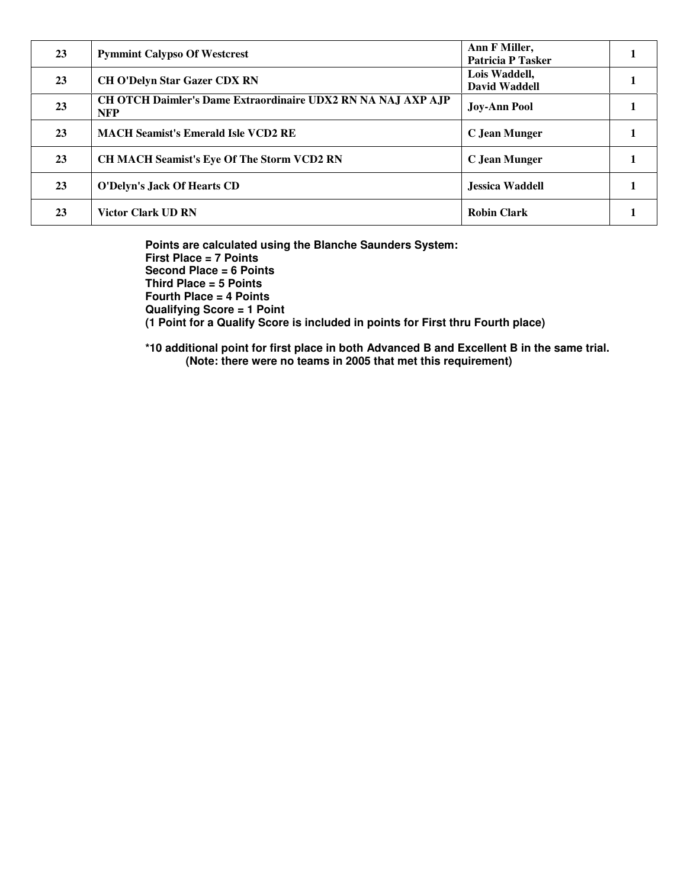| 23 | Pymmint Calypso Of Westcrest | Ann F Miller, Patricia P Tasker | 1 |
|---|---|---|---|
| 23 | CH O'Delyn Star Gazer CDX RN | Lois Waddell, David Waddell | 1 |
| 23 | CH OTCH Daimler's Dame Extraordinaire UDX2 RN NA NAJ AXP AJP NFP | Joy-Ann Pool | 1 |
| 23 | MACH Seamist's Emerald Isle VCD2 RE | C Jean Munger | 1 |
| 23 | CH MACH Seamist's Eye Of The Storm VCD2 RN | C Jean Munger | 1 |
| 23 | O'Delyn's Jack Of Hearts CD | Jessica Waddell | 1 |
| 23 | Victor Clark UD RN | Robin Clark | 1 |

**Points are calculated using the Blanche Saunders System:**
**First Place = 7 Points**
**Second Place = 6 Points**
**Third Place = 5 Points**
**Fourth Place = 4 Points**
**Qualifying Score = 1 Point**
**(1 Point for a Qualify Score is included in points for First thru Fourth place)**

**\*10 additional point for first place in both Advanced B and Excellent B in the same trial.**
**(Note: there were no teams in 2005 that met this requirement)**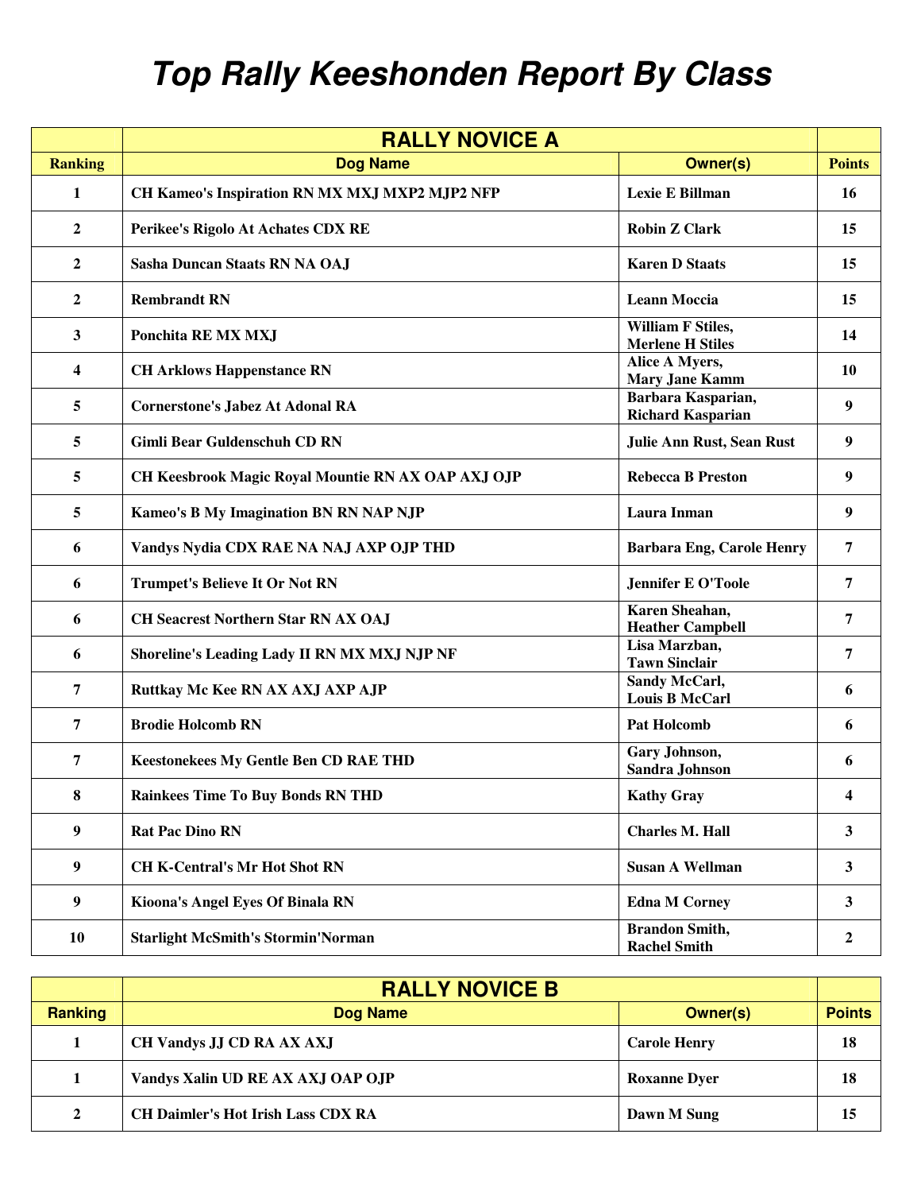# Top Rally Keeshonden Report By Class

| | RALLY NOVICE A | | |
|---|---|---|---|
| **Ranking** | **Dog Name** | **Owner(s)** | **Points** |
| 1 | CH Kameo's Inspiration RN MX MXJ MXP2 MJP2 NFP | Lexie E Billman | 16 |
| 2 | Perikee's Rigolo At Achates CDX RE | Robin Z Clark | 15 |
| 2 | Sasha Duncan Staats RN NA OAJ | Karen D Staats | 15 |
| 2 | Rembrandt RN | Leann Moccia | 15 |
| 3 | Ponchita RE MX MXJ | William F Stiles, Merlene H Stiles | 14 |
| 4 | CH Arklows Happenstance RN | Alice A Myers, Mary Jane Kamm | 10 |
| 5 | Cornerstone's Jabez At Adonal RA | Barbara Kasparian, Richard Kasparian | 9 |
| 5 | Gimli Bear Guldenschuh CD RN | Julie Ann Rust, Sean Rust | 9 |
| 5 | CH Keesbrook Magic Royal Mountie RN AX OAP AXJ OJP | Rebecca B Preston | 9 |
| 5 | Kameo's B My Imagination BN RN NAP NJP | Laura Inman | 9 |
| 6 | Vandys Nydia CDX RAE NA NAJ AXP OJP THD | Barbara Eng, Carole Henry | 7 |
| 6 | Trumpet's Believe It Or Not RN | Jennifer E O'Toole | 7 |
| 6 | CH Seacrest Northern Star RN AX OAJ | Karen Sheahan, Heather Campbell | 7 |
| 6 | Shoreline's Leading Lady II RN MX MXJ NJP NF | Lisa Marzban, Tawn Sinclair | 7 |
| 7 | Ruttkay Mc Kee RN AX AXJ AXP AJP | Sandy McCarl, Louis B McCarl | 6 |
| 7 | Brodie Holcomb RN | Pat Holcomb | 6 |
| 7 | Keestonekees My Gentle Ben CD RAE THD | Gary Johnson, Sandra Johnson | 6 |
| 8 | Rainkees Time To Buy Bonds RN THD | Kathy Gray | 4 |
| 9 | Rat Pac Dino RN | Charles M. Hall | 3 |
| 9 | CH K-Central's Mr Hot Shot RN | Susan A Wellman | 3 |
| 9 | Kioona's Angel Eyes Of Binala RN | Edna M Corney | 3 |
| 10 | Starlight McSmith's Stormin'Norman | Brandon Smith, Rachel Smith | 2 |

| | RALLY NOVICE B | | |
|---|---|---|---|
| **Ranking** | **Dog Name** | **Owner(s)** | **Points** |
| 1 | CH Vandys JJ CD RA AX AXJ | Carole Henry | 18 |
| 1 | Vandys Xalin UD RE AX AXJ OAP OJP | Roxanne Dyer | 18 |
| 2 | CH Daimler's Hot Irish Lass CDX RA | Dawn M Sung | 15 |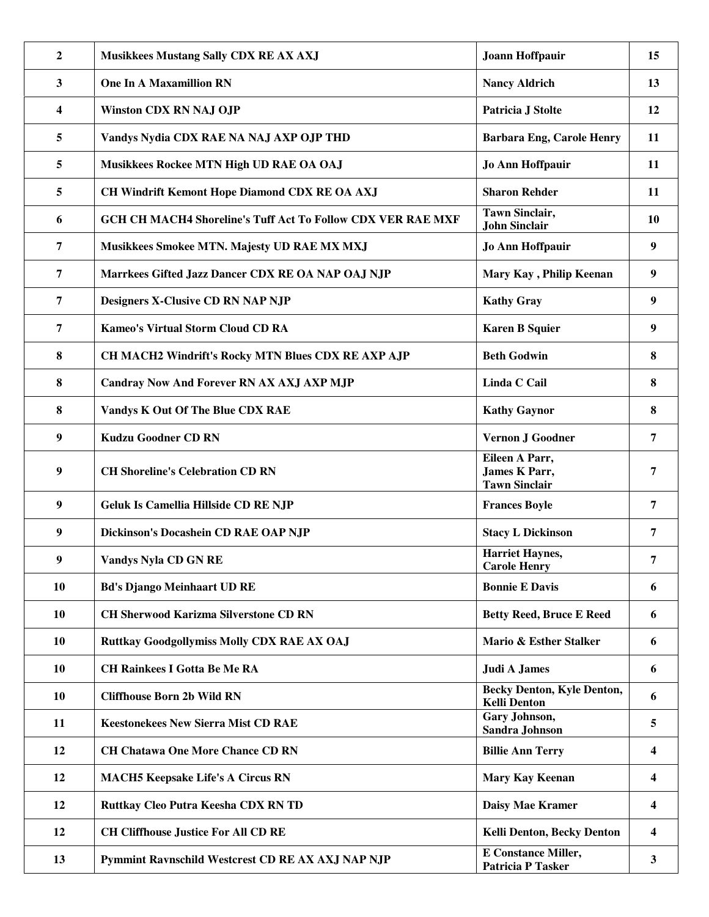| | | | |
|---|---|---|---|
| 2 | Musikkees Mustang Sally CDX RE AX AXJ | Joann Hoffpauir | 15 |
| 3 | One In A Maxamillion RN | Nancy Aldrich | 13 |
| 4 | Winston CDX RN NAJ OJP | Patricia J Stolte | 12 |
| 5 | Vandys Nydia CDX RAE NA NAJ AXP OJP THD | Barbara Eng, Carole Henry | 11 |
| 5 | Musikkees Rockee MTN High UD RAE OA OAJ | Jo Ann Hoffpauir | 11 |
| 5 | CH Windrift Kemont Hope Diamond CDX RE OA AXJ | Sharon Rehder | 11 |
| 6 | GCH CH MACH4 Shoreline's Tuff Act To Follow CDX VER RAE MXF | Tawn Sinclair, John Sinclair | 10 |
| 7 | Musikkees Smokee MTN. Majesty UD RAE MX MXJ | Jo Ann Hoffpauir | 9 |
| 7 | Marrkees Gifted Jazz Dancer CDX RE OA NAP OAJ NJP | Mary Kay , Philip Keenan | 9 |
| 7 | Designers X-Clusive CD RN NAP NJP | Kathy Gray | 9 |
| 7 | Kameo's Virtual Storm Cloud CD RA | Karen B Squier | 9 |
| 8 | CH MACH2 Windrift's Rocky MTN Blues CDX RE AXP AJP | Beth Godwin | 8 |
| 8 | Candray Now And Forever RN AX AXJ AXP MJP | Linda C Cail | 8 |
| 8 | Vandys K Out Of The Blue CDX RAE | Kathy Gaynor | 8 |
| 9 | Kudzu Goodner CD RN | Vernon J Goodner | 7 |
| 9 | CH Shoreline's Celebration CD RN | Eileen A Parr, James K Parr, Tawn Sinclair | 7 |
| 9 | Geluk Is Camellia Hillside CD RE NJP | Frances Boyle | 7 |
| 9 | Dickinson's Docashein CD RAE OAP NJP | Stacy L Dickinson | 7 |
| 9 | Vandys Nyla CD GN RE | Harriet Haynes, Carole Henry | 7 |
| 10 | Bd's Django Meinhaart UD RE | Bonnie E Davis | 6 |
| 10 | CH Sherwood Karizma Silverstone CD RN | Betty Reed, Bruce E Reed | 6 |
| 10 | Ruttkay Goodgollymiss Molly CDX RAE AX OAJ | Mario & Esther Stalker | 6 |
| 10 | CH Rainkees I Gotta Be Me RA | Judi A James | 6 |
| 10 | Cliffhouse Born 2b Wild RN | Becky Denton, Kyle Denton, Kelli Denton | 6 |
| 11 | Keestonekees New Sierra Mist CD RAE | Gary Johnson, Sandra Johnson | 5 |
| 12 | CH Chatawa One More Chance CD RN | Billie Ann Terry | 4 |
| 12 | MACH5 Keepsake Life's A Circus RN | Mary Kay Keenan | 4 |
| 12 | Ruttkay Cleo Putra Keesha CDX RN TD | Daisy Mae Kramer | 4 |
| 12 | CH Cliffhouse Justice For All CD RE | Kelli Denton, Becky Denton | 4 |
| 13 | Pymmint Ravnschild Westcrest CD RE AX AXJ NAP NJP | E Constance Miller, Patricia P Tasker | 3 |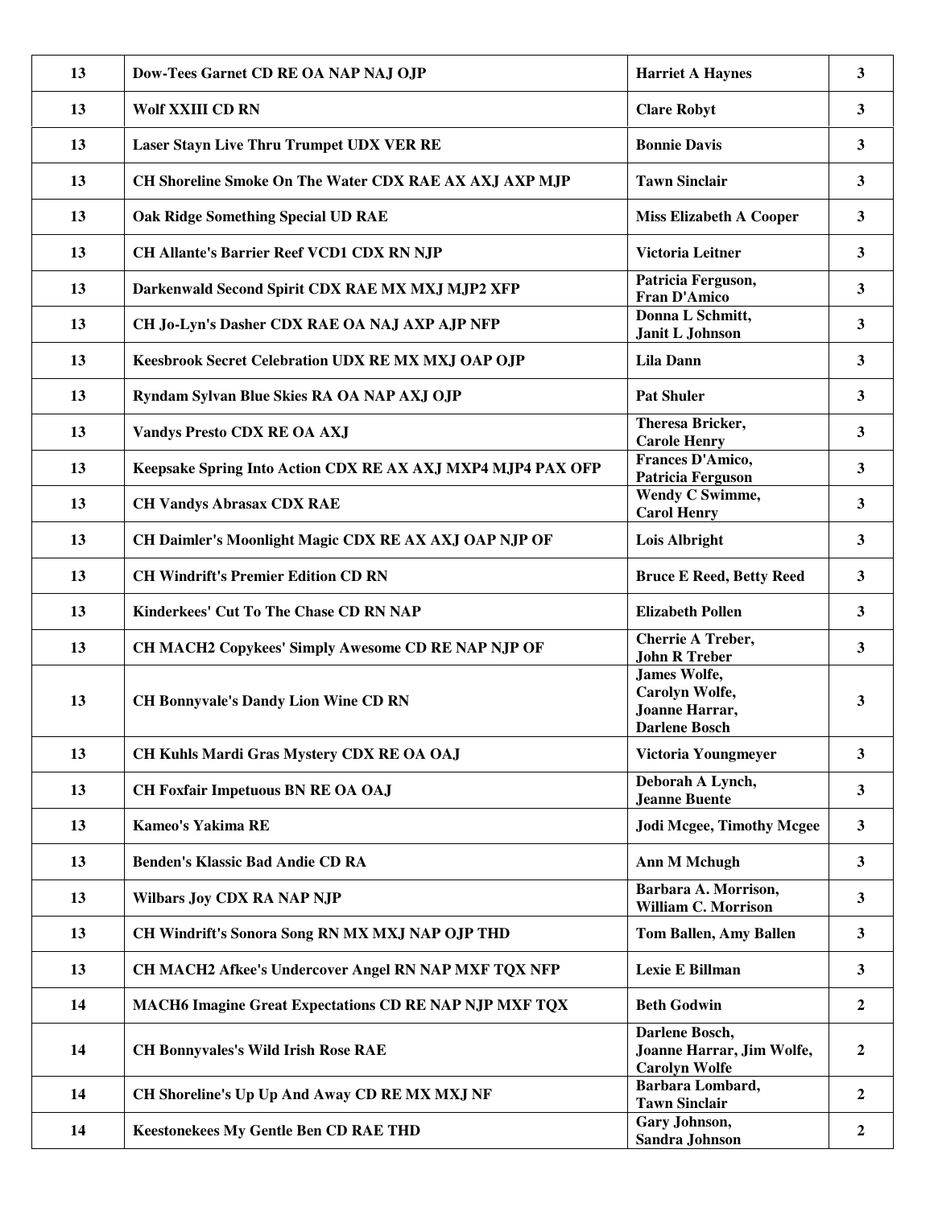| | | | |
|---|---|---|---|
| 13 | Dow-Tees Garnet CD RE OA NAP NAJ OJP | Harriet A Haynes | 3 |
| 13 | Wolf XXIII CD RN | Clare Robyt | 3 |
| 13 | Laser Stayn Live Thru Trumpet UDX VER RE | Bonnie Davis | 3 |
| 13 | CH Shoreline Smoke On The Water CDX RAE AX AXJ AXP MJP | Tawn Sinclair | 3 |
| 13 | Oak Ridge Something Special UD RAE | Miss Elizabeth A Cooper | 3 |
| 13 | CH Allante's Barrier Reef VCD1 CDX RN NJP | Victoria Leitner | 3 |
| 13 | Darkenwald Second Spirit CDX RAE MX MXJ MJP2 XFP | Patricia Ferguson, Fran D'Amico | 3 |
| 13 | CH Jo-Lyn's Dasher CDX RAE OA NAJ AXP AJP NFP | Donna L Schmitt, Janit L Johnson | 3 |
| 13 | Keesbrook Secret Celebration UDX RE MX MXJ OAP OJP | Lila Dann | 3 |
| 13 | Ryndam Sylvan Blue Skies RA OA NAP AXJ OJP | Pat Shuler | 3 |
| 13 | Vandys Presto CDX RE OA AXJ | Theresa Bricker, Carole Henry | 3 |
| 13 | Keepsake Spring Into Action CDX RE AX AXJ MXP4 MJP4 PAX OFP | Frances D'Amico, Patricia Ferguson | 3 |
| 13 | CH Vandys Abrasax CDX RAE | Wendy C Swimme, Carol Henry | 3 |
| 13 | CH Daimler's Moonlight Magic CDX RE AX AXJ OAP NJP OF | Lois Albright | 3 |
| 13 | CH Windrift's Premier Edition CD RN | Bruce E Reed, Betty Reed | 3 |
| 13 | Kinderkees' Cut To The Chase CD RN NAP | Elizabeth Pollen | 3 |
| 13 | CH MACH2 Copykees' Simply Awesome CD RE NAP NJP OF | Cherrie A Treber, John R Treber | 3 |
| 13 | CH Bonnyvale's Dandy Lion Wine CD RN | James Wolfe, Carolyn Wolfe, Joanne Harrar, Darlene Bosch | 3 |
| 13 | CH Kuhls Mardi Gras Mystery CDX RE OA OAJ | Victoria Youngmeyer | 3 |
| 13 | CH Foxfair Impetuous BN RE OA OAJ | Deborah A Lynch, Jeanne Buente | 3 |
| 13 | Kameo's Yakima RE | Jodi Mcgee, Timothy Mcgee | 3 |
| 13 | Benden's Klassic Bad Andie CD RA | Ann M Mchugh | 3 |
| 13 | Wilbars Joy CDX RA NAP NJP | Barbara A. Morrison, William C. Morrison | 3 |
| 13 | CH Windrift's Sonora Song RN MX MXJ NAP OJP THD | Tom Ballen, Amy Ballen | 3 |
| 13 | CH MACH2 Afkee's Undercover Angel RN NAP MXF TQX NFP | Lexie E Billman | 3 |
| 14 | MACH6 Imagine Great Expectations CD RE NAP NJP MXF TQX | Beth Godwin | 2 |
| 14 | CH Bonnyvales's Wild Irish Rose RAE | Darlene Bosch, Joanne Harrar, Jim Wolfe, Carolyn Wolfe | 2 |
| 14 | CH Shoreline's Up Up And Away CD RE MX MXJ NF | Barbara Lombard, Tawn Sinclair | 2 |
| 14 | Keestonekees My Gentle Ben CD RAE THD | Gary Johnson, Sandra Johnson | 2 |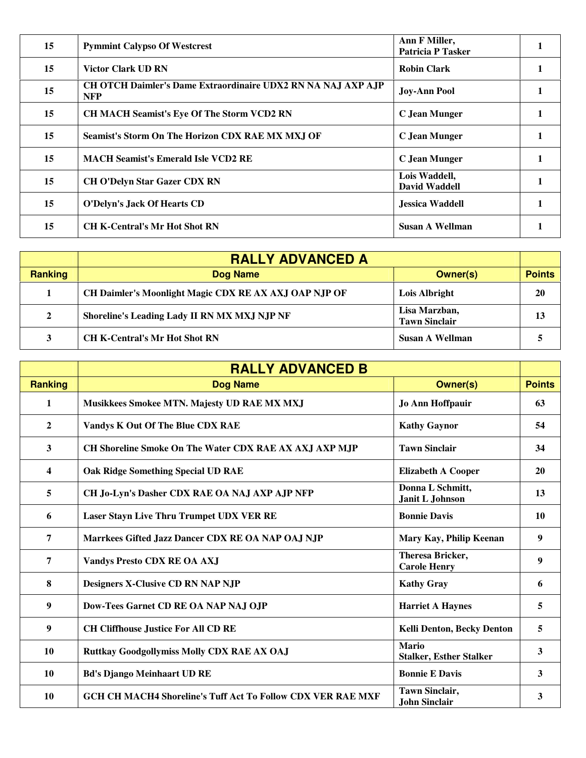| | | | |
|---|---|---|---|
| 15 | Pymmint Calypso Of Westcrest | Ann F Miller, Patricia P Tasker | 1 |
| 15 | Victor Clark UD RN | Robin Clark | 1 |
| 15 | CH OTCH Daimler's Dame Extraordinaire UDX2 RN NA NAJ AXP AJP NFP | Joy-Ann Pool | 1 |
| 15 | CH MACH Seamist's Eye Of The Storm VCD2 RN | C Jean Munger | 1 |
| 15 | Seamist's Storm On The Horizon CDX RAE MX MXJ OF | C Jean Munger | 1 |
| 15 | MACH Seamist's Emerald Isle VCD2 RE | C Jean Munger | 1 |
| 15 | CH O'Delyn Star Gazer CDX RN | Lois Waddell, David Waddell | 1 |
| 15 | O'Delyn's Jack Of Hearts CD | Jessica Waddell | 1 |
| 15 | CH K-Central's Mr Hot Shot RN | Susan A Wellman | 1 |

## RALLY ADVANCED A

| Ranking | Dog Name | Owner(s) | Points |
|---|---|---|---|
| 1 | CH Daimler's Moonlight Magic CDX RE AX AXJ OAP NJP OF | Lois Albright | 20 |
| 2 | Shoreline's Leading Lady II RN MX MXJ NJP NF | Lisa Marzban, Tawn Sinclair | 13 |
| 3 | CH K-Central's Mr Hot Shot RN | Susan A Wellman | 5 |

## RALLY ADVANCED B

| Ranking | Dog Name | Owner(s) | Points |
|---|---|---|---|
| 1 | Musikkees Smokee MTN. Majesty UD RAE MX MXJ | Jo Ann Hoffpauir | 63 |
| 2 | Vandys K Out Of The Blue CDX RAE | Kathy Gaynor | 54 |
| 3 | CH Shoreline Smoke On The Water CDX RAE AX AXJ AXP MJP | Tawn Sinclair | 34 |
| 4 | Oak Ridge Something Special UD RAE | Elizabeth A Cooper | 20 |
| 5 | CH Jo-Lyn's Dasher CDX RAE OA NAJ AXP AJP NFP | Donna L Schmitt, Janit L Johnson | 13 |
| 6 | Laser Stayn Live Thru Trumpet UDX VER RE | Bonnie Davis | 10 |
| 7 | Marrkees Gifted Jazz Dancer CDX RE OA NAP OAJ NJP | Mary Kay, Philip Keenan | 9 |
| 7 | Vandys Presto CDX RE OA AXJ | Theresa Bricker, Carole Henry | 9 |
| 8 | Designers X-Clusive CD RN NAP NJP | Kathy Gray | 6 |
| 9 | Dow-Tees Garnet CD RE OA NAP NAJ OJP | Harriet A Haynes | 5 |
| 9 | CH Cliffhouse Justice For All CD RE | Kelli Denton, Becky Denton | 5 |
| 10 | Ruttkay Goodgollymiss Molly CDX RAE AX OAJ | Mario Stalker, Esther Stalker | 3 |
| 10 | Bd's Django Meinhaart UD RE | Bonnie E Davis | 3 |
| 10 | GCH CH MACH4 Shoreline's Tuff Act To Follow CDX VER RAE MXF | Tawn Sinclair, John Sinclair | 3 |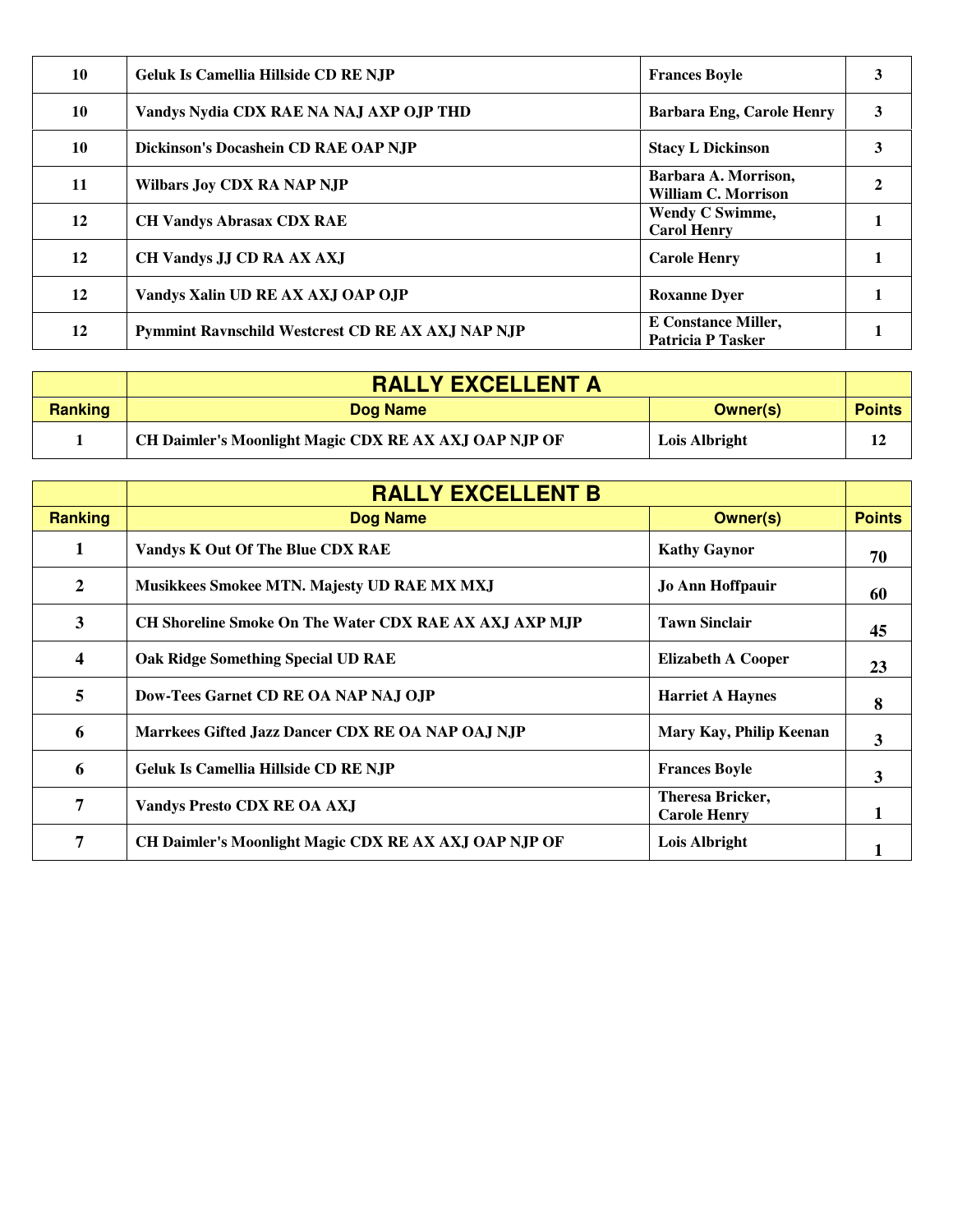| | | | |
|---|---|---|---|
| 10 | Geluk Is Camellia Hillside CD RE NJP | Frances Boyle | 3 |
| 10 | Vandys Nydia CDX RAE NA NAJ AXP OJP THD | Barbara Eng, Carole Henry | 3 |
| 10 | Dickinson's Docashein CD RAE OAP NJP | Stacy L Dickinson | 3 |
| 11 | Wilbars Joy CDX RA NAP NJP | Barbara A. Morrison, William C. Morrison | 2 |
| 12 | CH Vandys Abrasax CDX RAE | Wendy C Swimme, Carol Henry | 1 |
| 12 | CH Vandys JJ CD RA AX AXJ | Carole Henry | 1 |
| 12 | Vandys Xalin UD RE AX AXJ OAP OJP | Roxanne Dyer | 1 |
| 12 | Pymmint Ravnschild Westcrest CD RE AX AXJ NAP NJP | E Constance Miller, Patricia P Tasker | 1 |

| | RALLY EXCELLENT A | | |
|---|---|---|---|
| **Ranking** | **Dog Name** | **Owner(s)** | **Points** |
| 1 | CH Daimler's Moonlight Magic CDX RE AX AXJ OAP NJP OF | Lois Albright | 12 |

| | RALLY EXCELLENT B | | |
|---|---|---|---|
| **Ranking** | **Dog Name** | **Owner(s)** | **Points** |
| 1 | Vandys K Out Of The Blue CDX RAE | Kathy Gaynor | 70 |
| 2 | Musikkees Smokee MTN. Majesty UD RAE MX MXJ | Jo Ann Hoffpauir | 60 |
| 3 | CH Shoreline Smoke On The Water CDX RAE AX AXJ AXP MJP | Tawn Sinclair | 45 |
| 4 | Oak Ridge Something Special UD RAE | Elizabeth A Cooper | 23 |
| 5 | Dow-Tees Garnet CD RE OA NAP NAJ OJP | Harriet A Haynes | 8 |
| 6 | Marrkees Gifted Jazz Dancer CDX RE OA NAP OAJ NJP | Mary Kay, Philip Keenan | 3 |
| 6 | Geluk Is Camellia Hillside CD RE NJP | Frances Boyle | 3 |
| 7 | Vandys Presto CDX RE OA AXJ | Theresa Bricker, Carole Henry | 1 |
| 7 | CH Daimler's Moonlight Magic CDX RE AX AXJ OAP NJP OF | Lois Albright | 1 |